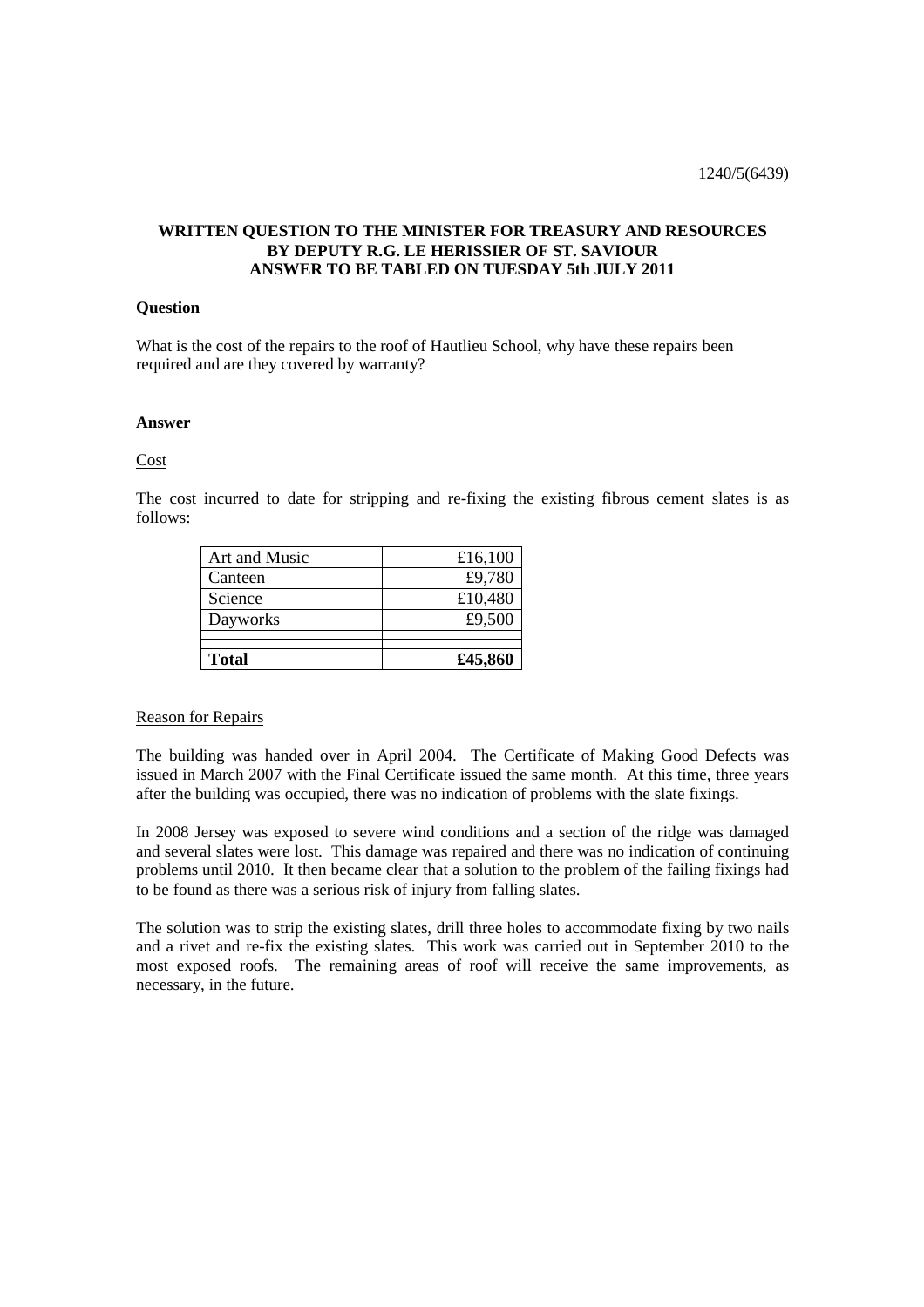1240/5(6439)

**WRITTEN QUESTION TO THE MINISTER FOR TREASURY AND RESOURCES BY DEPUTY R.G. LE HERISSIER OF ST. SAVIOUR ANSWER TO BE TABLED ON TUESDAY 5th JULY 2011**

**Question**

What is the cost of the repairs to the roof of Hautlieu School, why have these repairs been required and are they covered by warranty?

**Answer**

Cost

The cost incurred to date for stripping and re-fixing the existing fibrous cement slates is as follows:

| | |
|---|---:|
| Art and Music | £16,100 |
| Canteen | £9,780 |
| Science | £10,480 |
| Dayworks | £9,500 |
| | |
| **Total** | **£45,860** |

Reason for Repairs

The building was handed over in April 2004. The Certificate of Making Good Defects was issued in March 2007 with the Final Certificate issued the same month. At this time, three years after the building was occupied, there was no indication of problems with the slate fixings.

In 2008 Jersey was exposed to severe wind conditions and a section of the ridge was damaged and several slates were lost. This damage was repaired and there was no indication of continuing problems until 2010. It then became clear that a solution to the problem of the failing fixings had to be found as there was a serious risk of injury from falling slates.

The solution was to strip the existing slates, drill three holes to accommodate fixing by two nails and a rivet and re-fix the existing slates. This work was carried out in September 2010 to the most exposed roofs. The remaining areas of roof will receive the same improvements, as necessary, in the future.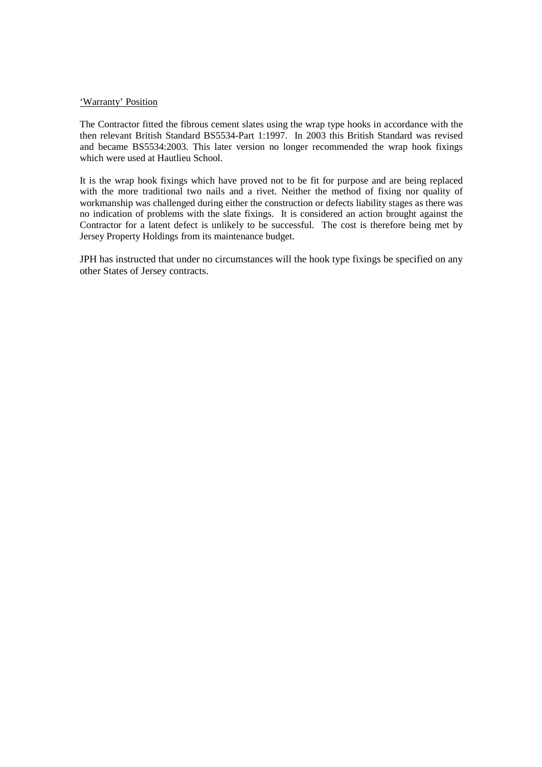<u>'Warranty' Position</u>

The Contractor fitted the fibrous cement slates using the wrap type hooks in accordance with the then relevant British Standard BS5534-Part 1:1997. In 2003 this British Standard was revised and became BS5534:2003. This later version no longer recommended the wrap hook fixings which were used at Hautlieu School.

It is the wrap hook fixings which have proved not to be fit for purpose and are being replaced with the more traditional two nails and a rivet. Neither the method of fixing nor quality of workmanship was challenged during either the construction or defects liability stages as there was no indication of problems with the slate fixings. It is considered an action brought against the Contractor for a latent defect is unlikely to be successful. The cost is therefore being met by Jersey Property Holdings from its maintenance budget.

JPH has instructed that under no circumstances will the hook type fixings be specified on any other States of Jersey contracts.